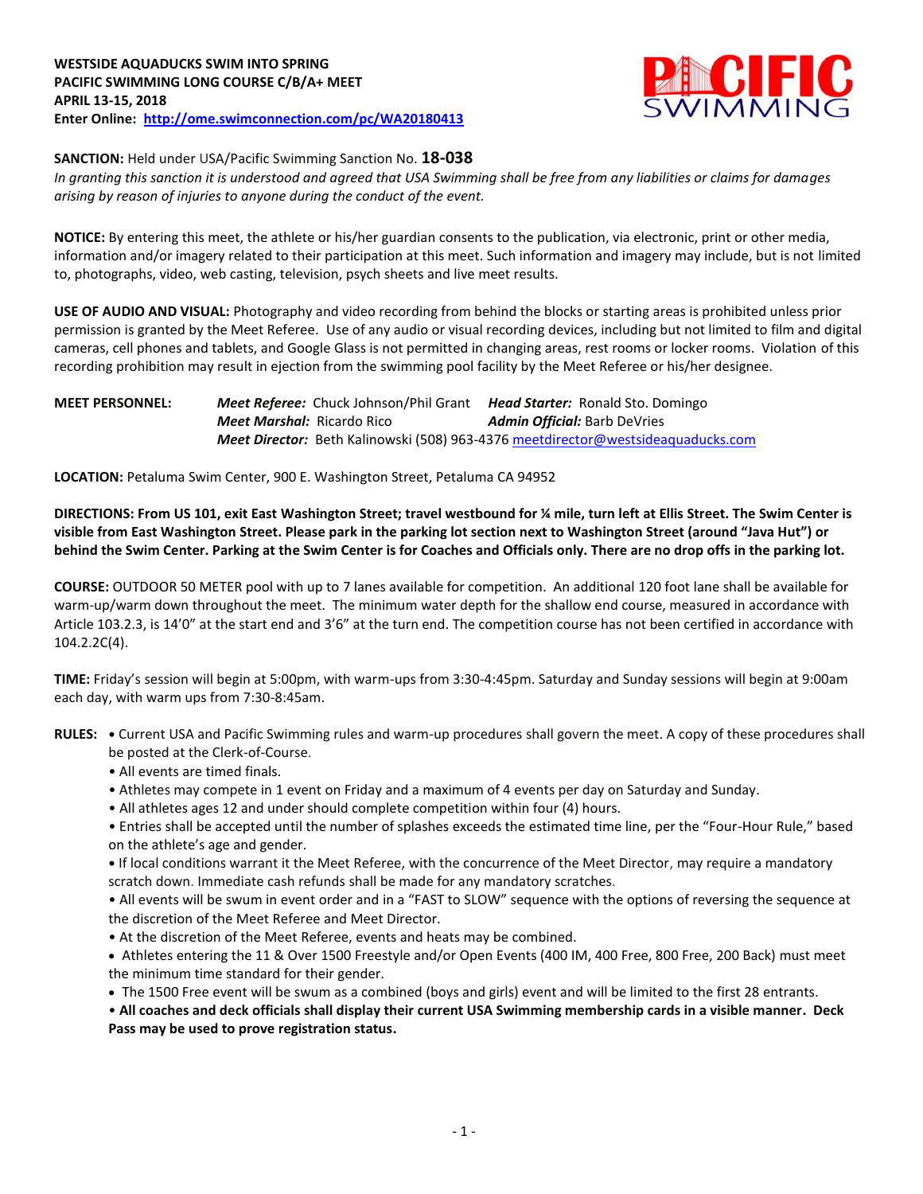**WESTSIDE AQUADUCKS SWIM INTO SPRING**
**PACIFIC SWIMMING LONG COURSE C/B/A+ MEET**
**APRIL 13-15, 2018**
**Enter Online: [http://ome.swimconnection.com/pc/WA20180413](http://ome.swimconnection.com/pc/WA20180413)**

**SANCTION:** Held under USA/Pacific Swimming Sanction No. **18-038**
*In granting this sanction it is understood and agreed that USA Swimming shall be free from any liabilities or claims for damages arising by reason of injuries to anyone during the conduct of the event.*

**NOTICE:** By entering this meet, the athlete or his/her guardian consents to the publication, via electronic, print or other media, information and/or imagery related to their participation at this meet. Such information and imagery may include, but is not limited to, photographs, video, web casting, television, psych sheets and live meet results.

**USE OF AUDIO AND VISUAL:** Photography and video recording from behind the blocks or starting areas is prohibited unless prior permission is granted by the Meet Referee. Use of any audio or visual recording devices, including but not limited to film and digital cameras, cell phones and tablets, and Google Glass is not permitted in changing areas, rest rooms or locker rooms. Violation of this recording prohibition may result in ejection from the swimming pool facility by the Meet Referee or his/her designee.

**MEET PERSONNEL:**
***Meet Referee:*** Chuck Johnson/Phil Grant ***Head Starter:*** Ronald Sto. Domingo
***Meet Marshal:*** Ricardo Rico ***Admin Official:*** Barb DeVries
***Meet Director:*** Beth Kalinowski (508) 963-4376 [meetdirector@westsideaquaducks.com](mailto:meetdirector@westsideaquaducks.com)

**LOCATION:** Petaluma Swim Center, 900 E. Washington Street, Petaluma CA 94952

**DIRECTIONS: From US 101, exit East Washington Street; travel westbound for ¼ mile, turn left at Ellis Street. The Swim Center is visible from East Washington Street. Please park in the parking lot section next to Washington Street (around "Java Hut") or behind the Swim Center. Parking at the Swim Center is for Coaches and Officials only. There are no drop offs in the parking lot.**

**COURSE:** OUTDOOR 50 METER pool with up to 7 lanes available for competition. An additional 120 foot lane shall be available for warm-up/warm down throughout the meet. The minimum water depth for the shallow end course, measured in accordance with Article 103.2.3, is 14'0" at the start end and 3'6" at the turn end. The competition course has not been certified in accordance with 104.2.2C(4).

**TIME:** Friday's session will begin at 5:00pm, with warm-ups from 3:30-4:45pm. Saturday and Sunday sessions will begin at 9:00am each day, with warm ups from 7:30-8:45am.

**RULES:**
- Current USA and Pacific Swimming rules and warm-up procedures shall govern the meet. A copy of these procedures shall be posted at the Clerk-of-Course.
- All events are timed finals.
- Athletes may compete in 1 event on Friday and a maximum of 4 events per day on Saturday and Sunday.
- All athletes ages 12 and under should complete competition within four (4) hours.
- Entries shall be accepted until the number of splashes exceeds the estimated time line, per the "Four-Hour Rule," based on the athlete's age and gender.
- If local conditions warrant it the Meet Referee, with the concurrence of the Meet Director, may require a mandatory scratch down. Immediate cash refunds shall be made for any mandatory scratches.
- All events will be swum in event order and in a "FAST to SLOW" sequence with the options of reversing the sequence at the discretion of the Meet Referee and Meet Director.
- At the discretion of the Meet Referee, events and heats may be combined.
- Athletes entering the 11 & Over 1500 Freestyle and/or Open Events (400 IM, 400 Free, 800 Free, 200 Back) must meet the minimum time standard for their gender.
- The 1500 Free event will be swum as a combined (boys and girls) event and will be limited to the first 28 entrants.
- **All coaches and deck officials shall display their current USA Swimming membership cards in a visible manner. Deck Pass may be used to prove registration status.**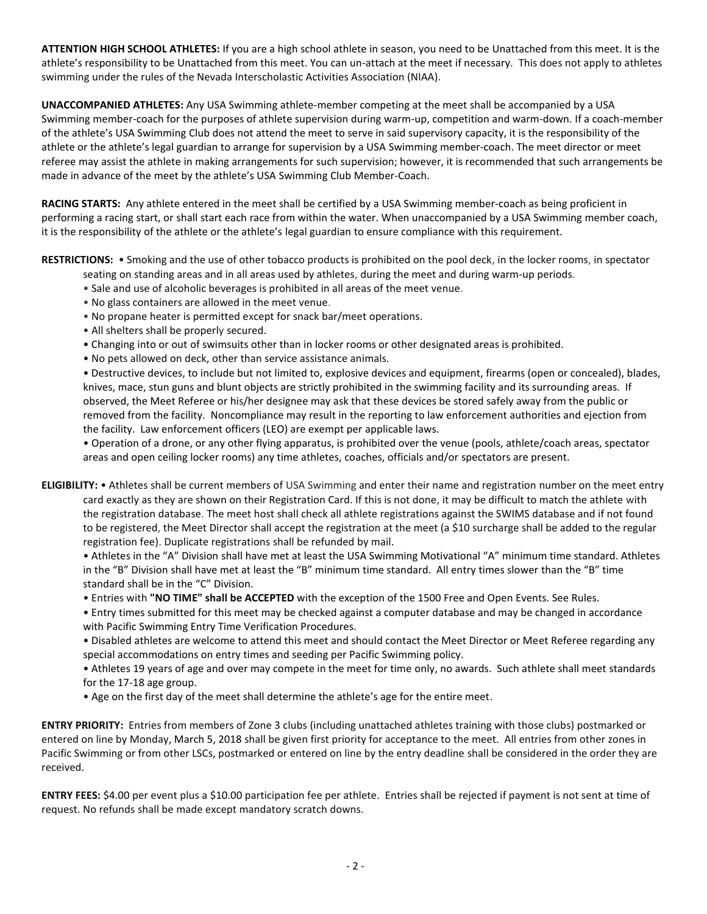**ATTENTION HIGH SCHOOL ATHLETES:** If you are a high school athlete in season, you need to be Unattached from this meet. It is the athlete's responsibility to be Unattached from this meet. You can un-attach at the meet if necessary. This does not apply to athletes swimming under the rules of the Nevada Interscholastic Activities Association (NIAA).

**UNACCOMPANIED ATHLETES:** Any USA Swimming athlete-member competing at the meet shall be accompanied by a USA Swimming member-coach for the purposes of athlete supervision during warm-up, competition and warm-down. If a coach-member of the athlete's USA Swimming Club does not attend the meet to serve in said supervisory capacity, it is the responsibility of the athlete or the athlete's legal guardian to arrange for supervision by a USA Swimming member-coach. The meet director or meet referee may assist the athlete in making arrangements for such supervision; however, it is recommended that such arrangements be made in advance of the meet by the athlete's USA Swimming Club Member-Coach.

**RACING STARTS:** Any athlete entered in the meet shall be certified by a USA Swimming member-coach as being proficient in performing a racing start, or shall start each race from within the water. When unaccompanied by a USA Swimming member coach, it is the responsibility of the athlete or the athlete's legal guardian to ensure compliance with this requirement.

**RESTRICTIONS:**

- Smoking and the use of other tobacco products is prohibited on the pool deck, in the locker rooms, in spectator seating on standing areas and in all areas used by athletes, during the meet and during warm-up periods.
- Sale and use of alcoholic beverages is prohibited in all areas of the meet venue.
- No glass containers are allowed in the meet venue.
- No propane heater is permitted except for snack bar/meet operations.
- All shelters shall be properly secured.
- Changing into or out of swimsuits other than in locker rooms or other designated areas is prohibited.
- No pets allowed on deck, other than service assistance animals.
- Destructive devices, to include but not limited to, explosive devices and equipment, firearms (open or concealed), blades, knives, mace, stun guns and blunt objects are strictly prohibited in the swimming facility and its surrounding areas. If observed, the Meet Referee or his/her designee may ask that these devices be stored safely away from the public or removed from the facility. Noncompliance may result in the reporting to law enforcement authorities and ejection from the facility. Law enforcement officers (LEO) are exempt per applicable laws.
- Operation of a drone, or any other flying apparatus, is prohibited over the venue (pools, athlete/coach areas, spectator areas and open ceiling locker rooms) any time athletes, coaches, officials and/or spectators are present.

**ELIGIBILITY:**

- Athletes shall be current members of USA Swimming and enter their name and registration number on the meet entry card exactly as they are shown on their Registration Card. If this is not done, it may be difficult to match the athlete with the registration database. The meet host shall check all athlete registrations against the SWIMS database and if not found to be registered, the Meet Director shall accept the registration at the meet (a $10 surcharge shall be added to the regular registration fee). Duplicate registrations shall be refunded by mail.
- Athletes in the "A" Division shall have met at least the USA Swimming Motivational "A" minimum time standard. Athletes in the "B" Division shall have met at least the "B" minimum time standard. All entry times slower than the "B" time standard shall be in the "C" Division.
- Entries with **"NO TIME" shall be ACCEPTED** with the exception of the 1500 Free and Open Events. See Rules.
- Entry times submitted for this meet may be checked against a computer database and may be changed in accordance with Pacific Swimming Entry Time Verification Procedures.
- Disabled athletes are welcome to attend this meet and should contact the Meet Director or Meet Referee regarding any special accommodations on entry times and seeding per Pacific Swimming policy.
- Athletes 19 years of age and over may compete in the meet for time only, no awards. Such athlete shall meet standards for the 17-18 age group.
- Age on the first day of the meet shall determine the athlete's age for the entire meet.

**ENTRY PRIORITY:** Entries from members of Zone 3 clubs (including unattached athletes training with those clubs) postmarked or entered on line by Monday, March 5, 2018 shall be given first priority for acceptance to the meet. All entries from other zones in Pacific Swimming or from other LSCs, postmarked or entered on line by the entry deadline shall be considered in the order they are received.

**ENTRY FEES:** $4.00 per event plus a $10.00 participation fee per athlete. Entries shall be rejected if payment is not sent at time of request. No refunds shall be made except mandatory scratch downs.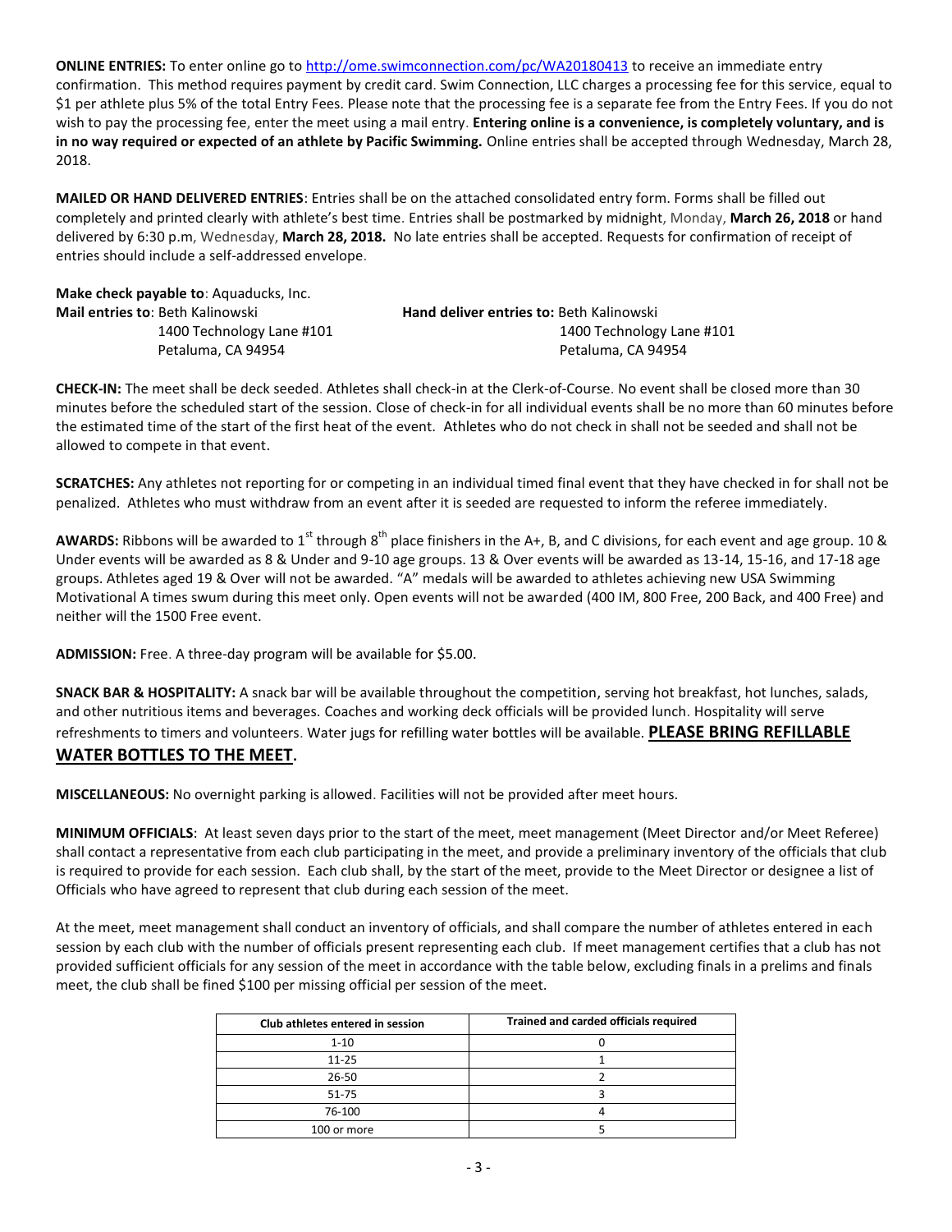**ONLINE ENTRIES:** To enter online go to http://ome.swimconnection.com/pc/WA20180413 to receive an immediate entry confirmation. This method requires payment by credit card. Swim Connection, LLC charges a processing fee for this service, equal to $1 per athlete plus 5% of the total Entry Fees. Please note that the processing fee is a separate fee from the Entry Fees. If you do not wish to pay the processing fee, enter the meet using a mail entry. **Entering online is a convenience, is completely voluntary, and is in no way required or expected of an athlete by Pacific Swimming.** Online entries shall be accepted through Wednesday, March 28, 2018.

**MAILED OR HAND DELIVERED ENTRIES**: Entries shall be on the attached consolidated entry form. Forms shall be filled out completely and printed clearly with athlete's best time. Entries shall be postmarked by midnight, Monday, **March 26, 2018** or hand delivered by 6:30 p.m, Wednesday, **March 28, 2018.** No late entries shall be accepted. Requests for confirmation of receipt of entries should include a self-addressed envelope.

**Make check payable to**: Aquaducks, Inc.

**Mail entries to**: Beth Kalinowski
1400 Technology Lane #101
Petaluma, CA 94954

**Hand deliver entries to:** Beth Kalinowski
1400 Technology Lane #101
Petaluma, CA 94954

**CHECK-IN:** The meet shall be deck seeded. Athletes shall check-in at the Clerk-of-Course. No event shall be closed more than 30 minutes before the scheduled start of the session. Close of check-in for all individual events shall be no more than 60 minutes before the estimated time of the start of the first heat of the event. Athletes who do not check in shall not be seeded and shall not be allowed to compete in that event.

**SCRATCHES:** Any athletes not reporting for or competing in an individual timed final event that they have checked in for shall not be penalized. Athletes who must withdraw from an event after it is seeded are requested to inform the referee immediately.

**AWARDS:** Ribbons will be awarded to 1st through 8th place finishers in the A+, B, and C divisions, for each event and age group. 10 & Under events will be awarded as 8 & Under and 9-10 age groups. 13 & Over events will be awarded as 13-14, 15-16, and 17-18 age groups. Athletes aged 19 & Over will not be awarded. "A" medals will be awarded to athletes achieving new USA Swimming Motivational A times swum during this meet only. Open events will not be awarded (400 IM, 800 Free, 200 Back, and 400 Free) and neither will the 1500 Free event.

**ADMISSION:** Free. A three-day program will be available for $5.00.

**SNACK BAR & HOSPITALITY:** A snack bar will be available throughout the competition, serving hot breakfast, hot lunches, salads, and other nutritious items and beverages. Coaches and working deck officials will be provided lunch. Hospitality will serve refreshments to timers and volunteers. Water jugs for refilling water bottles will be available. **PLEASE BRING REFILLABLE WATER BOTTLES TO THE MEET.**

**MISCELLANEOUS:** No overnight parking is allowed. Facilities will not be provided after meet hours.

**MINIMUM OFFICIALS**: At least seven days prior to the start of the meet, meet management (Meet Director and/or Meet Referee) shall contact a representative from each club participating in the meet, and provide a preliminary inventory of the officials that club is required to provide for each session. Each club shall, by the start of the meet, provide to the Meet Director or designee a list of Officials who have agreed to represent that club during each session of the meet.

At the meet, meet management shall conduct an inventory of officials, and shall compare the number of athletes entered in each session by each club with the number of officials present representing each club. If meet management certifies that a club has not provided sufficient officials for any session of the meet in accordance with the table below, excluding finals in a prelims and finals meet, the club shall be fined $100 per missing official per session of the meet.

| Club athletes entered in session | Trained and carded officials required |
|---|---|
| 1-10 | 0 |
| 11-25 | 1 |
| 26-50 | 2 |
| 51-75 | 3 |
| 76-100 | 4 |
| 100 or more | 5 |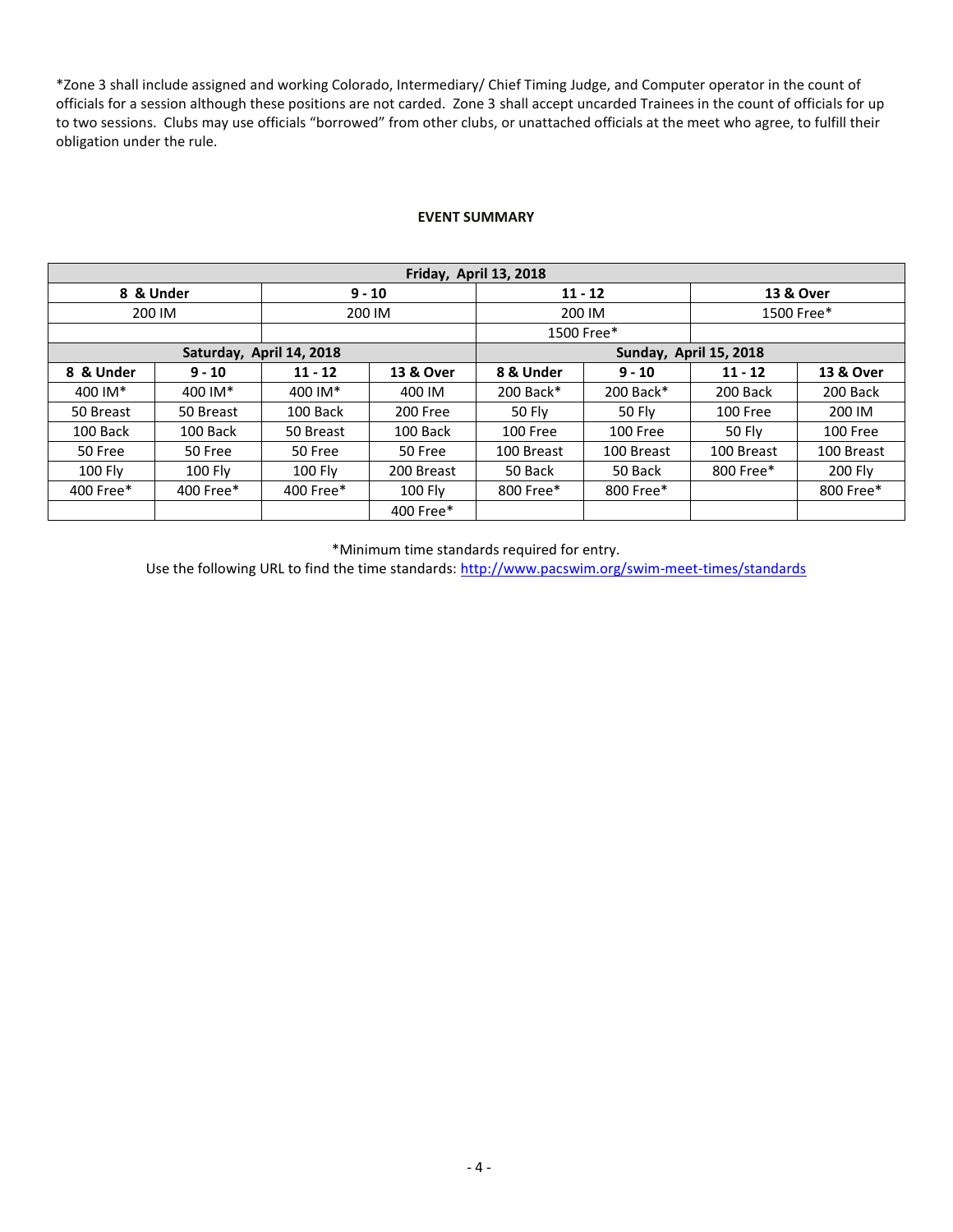*Zone 3 shall include assigned and working Colorado, Intermediary/ Chief Timing Judge, and Computer operator in the count of officials for a session although these positions are not carded. Zone 3 shall accept uncarded Trainees in the count of officials for up to two sessions. Clubs may use officials “borrowed” from other clubs, or unattached officials at the meet who agree, to fulfill their obligation under the rule.

**EVENT SUMMARY**

| Friday, April 13, 2018 | | | |
|---|---|---|---|
| **8 & Under** | **9 - 10** | **11 - 12** | **13 & Over** |
| 200 IM | 200 IM | 200 IM | 1500 Free* |
| | | 1500 Free* | |

| Saturday, April 14, 2018 | | | | Sunday, April 15, 2018 | | | |
|---|---|---|---|---|---|---|---|
| **8 & Under** | **9 - 10** | **11 - 12** | **13 & Over** | **8 & Under** | **9 - 10** | **11 - 12** | **13 & Over** |
| 400 IM* | 400 IM* | 400 IM* | 400 IM | 200 Back* | 200 Back* | 200 Back | 200 Back |
| 50 Breast | 50 Breast | 100 Back | 200 Free | 50 Fly | 50 Fly | 100 Free | 200 IM |
| 100 Back | 100 Back | 50 Breast | 100 Back | 100 Free | 100 Free | 50 Fly | 100 Free |
| 50 Free | 50 Free | 50 Free | 50 Free | 100 Breast | 100 Breast | 100 Breast | 100 Breast |
| 100 Fly | 100 Fly | 100 Fly | 200 Breast | 50 Back | 50 Back | 800 Free* | 200 Fly |
| 400 Free* | 400 Free* | 400 Free* | 100 Fly | 800 Free* | 800 Free* | | 800 Free* |
| | | | 400 Free* | | | | |

*Minimum time standards required for entry.

Use the following URL to find the time standards: http://www.pacswim.org/swim-meet-times/standards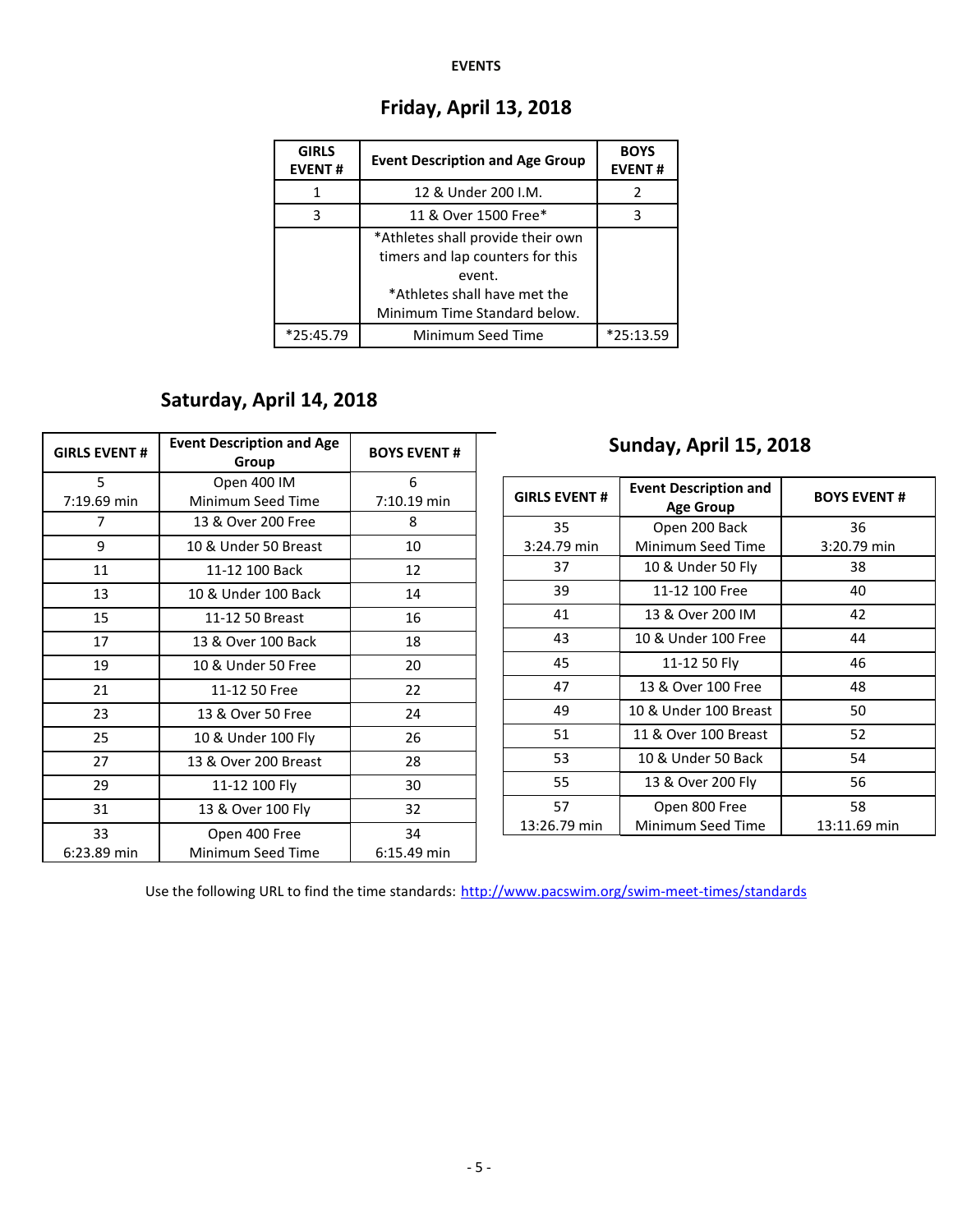## EVENTS

### Friday, April 13, 2018

| GIRLS EVENT # | Event Description and Age Group | BOYS EVENT # |
|---|---|---|
| 1 | 12 & Under 200 I.M. | 2 |
| 3 | 11 & Over 1500 Free* | 3 |
| | *Athletes shall provide their own timers and lap counters for this event. *Athletes shall have met the Minimum Time Standard below. | |
| *25:45.79 | Minimum Seed Time | *25:13.59 |

### Saturday, April 14, 2018

| GIRLS EVENT # | Event Description and Age Group | BOYS EVENT # |
|---|---|---|
| 5 7:19.69 min | Open 400 IM Minimum Seed Time | 6 7:10.19 min |
| 7 | 13 & Over 200 Free | 8 |
| 9 | 10 & Under 50 Breast | 10 |
| 11 | 11-12 100 Back | 12 |
| 13 | 10 & Under 100 Back | 14 |
| 15 | 11-12 50 Breast | 16 |
| 17 | 13 & Over 100 Back | 18 |
| 19 | 10 & Under 50 Free | 20 |
| 21 | 11-12 50 Free | 22 |
| 23 | 13 & Over 50 Free | 24 |
| 25 | 10 & Under 100 Fly | 26 |
| 27 | 13 & Over 200 Breast | 28 |
| 29 | 11-12 100 Fly | 30 |
| 31 | 13 & Over 100 Fly | 32 |
| 33 6:23.89 min | Open 400 Free Minimum Seed Time | 34 6:15.49 min |

### Sunday, April 15, 2018

| GIRLS EVENT # | Event Description and Age Group | BOYS EVENT # |
|---|---|---|
| 35 3:24.79 min | Open 200 Back Minimum Seed Time | 36 3:20.79 min |
| 37 | 10 & Under 50 Fly | 38 |
| 39 | 11-12 100 Free | 40 |
| 41 | 13 & Over 200 IM | 42 |
| 43 | 10 & Under 100 Free | 44 |
| 45 | 11-12 50 Fly | 46 |
| 47 | 13 & Over 100 Free | 48 |
| 49 | 10 & Under 100 Breast | 50 |
| 51 | 11 & Over 100 Breast | 52 |
| 53 | 10 & Under 50 Back | 54 |
| 55 | 13 & Over 200 Fly | 56 |
| 57 13:26.79 min | Open 800 Free Minimum Seed Time | 58 13:11.69 min |

Use the following URL to find the time standards: http://www.pacswim.org/swim-meet-times/standards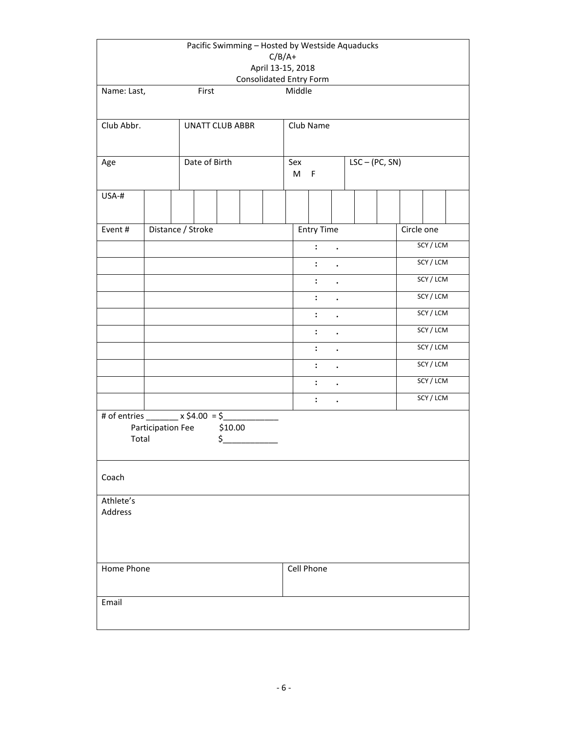Pacific Swimming – Hosted by Westside Aquaducks
C/B/A+
April 13-15, 2018
Consolidated Entry Form

| Name: Last, | First | Middle |
|---|---|---|
| | | |

| Club Abbr. | UNATT CLUB ABBR | Club Name |
|---|---|---|
| | | |

| Age | Date of Birth | Sex M F | LSC – (PC, SN) |
|---|---|---|---|
| | | | |

| USA-# | | | | | | | | | | | | | | |
|---|---|---|---|---|---|---|---|---|---|---|---|---|---|---|
| | | | | | | | | | | | | | | |

| Event # | Distance / Stroke | Entry Time | Circle one |
|---|---|---|---|
| | | : . | SCY / LCM |
| | | : . | SCY / LCM |
| | | : . | SCY / LCM |
| | | : . | SCY / LCM |
| | | : . | SCY / LCM |
| | | : . | SCY / LCM |
| | | : . | SCY / LCM |
| | | : . | SCY / LCM |
| | | : . | SCY / LCM |
| | | : . | SCY / LCM |

# of entries _______ x $4.00 = $____________
Participation Fee $10.00
Total $____________

Coach

Athlete's Address

| Home Phone | Cell Phone |
|---|---|
| | |

Email